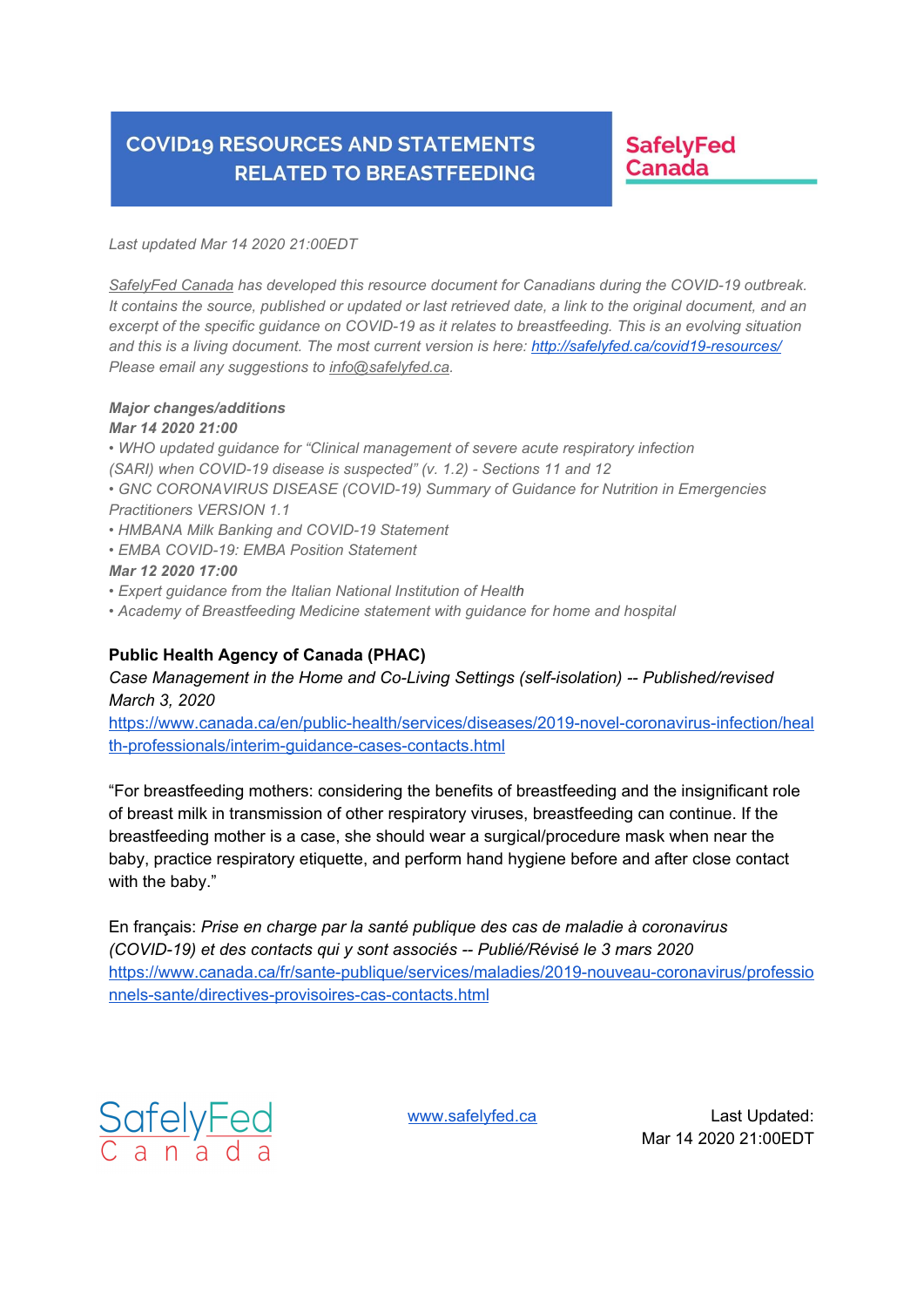# COVID19 RESOURCES AND STATEMENTS RELATED TO BREASTFEEDING

**SafelyFed Canada**

*Last updated Mar 14 2020 21:00EDT*

*SafelyFed Canada has developed this resource document for Canadians during the COVID-19 outbreak. It contains the source, published or updated or last retrieved date, a link to the original document, and an excerpt of the specific guidance on COVID-19 as it relates to breastfeeding. This is an evolving situation and this is a living document. The most current version is here: http://safelyfed.ca/covid19-resources/ Please email any suggestions to info@safelyfed.ca.*

***Major changes/additions***

***Mar 14 2020 21:00***

- *WHO updated guidance for "Clinical management of severe acute respiratory infection (SARI) when COVID-19 disease is suspected" (v. 1.2) - Sections 11 and 12*
- *GNC CORONAVIRUS DISEASE (COVID-19) Summary of Guidance for Nutrition in Emergencies Practitioners VERSION 1.1*
- *HMBANA Milk Banking and COVID-19 Statement*
- *EMBA COVID-19: EMBA Position Statement*

***Mar 12 2020 17:00***

- *Expert guidance from the Italian National Institution of Health*
- *Academy of Breastfeeding Medicine statement with guidance for home and hospital*

## Public Health Agency of Canada (PHAC)

*Case Management in the Home and Co-Living Settings (self-isolation) -- Published/revised March 3, 2020*

https://www.canada.ca/en/public-health/services/diseases/2019-novel-coronavirus-infection/health-professionals/interim-guidance-cases-contacts.html

"For breastfeeding mothers: considering the benefits of breastfeeding and the insignificant role of breast milk in transmission of other respiratory viruses, breastfeeding can continue. If the breastfeeding mother is a case, she should wear a surgical/procedure mask when near the baby, practice respiratory etiquette, and perform hand hygiene before and after close contact with the baby."

En français: *Prise en charge par la santé publique des cas de maladie à coronavirus (COVID-19) et des contacts qui y sont associés -- Publié/Révisé le 3 mars 2020*

https://www.canada.ca/fr/sante-publique/services/maladies/2019-nouveau-coronavirus/professionnels-sante/directives-provisoires-cas-contacts.html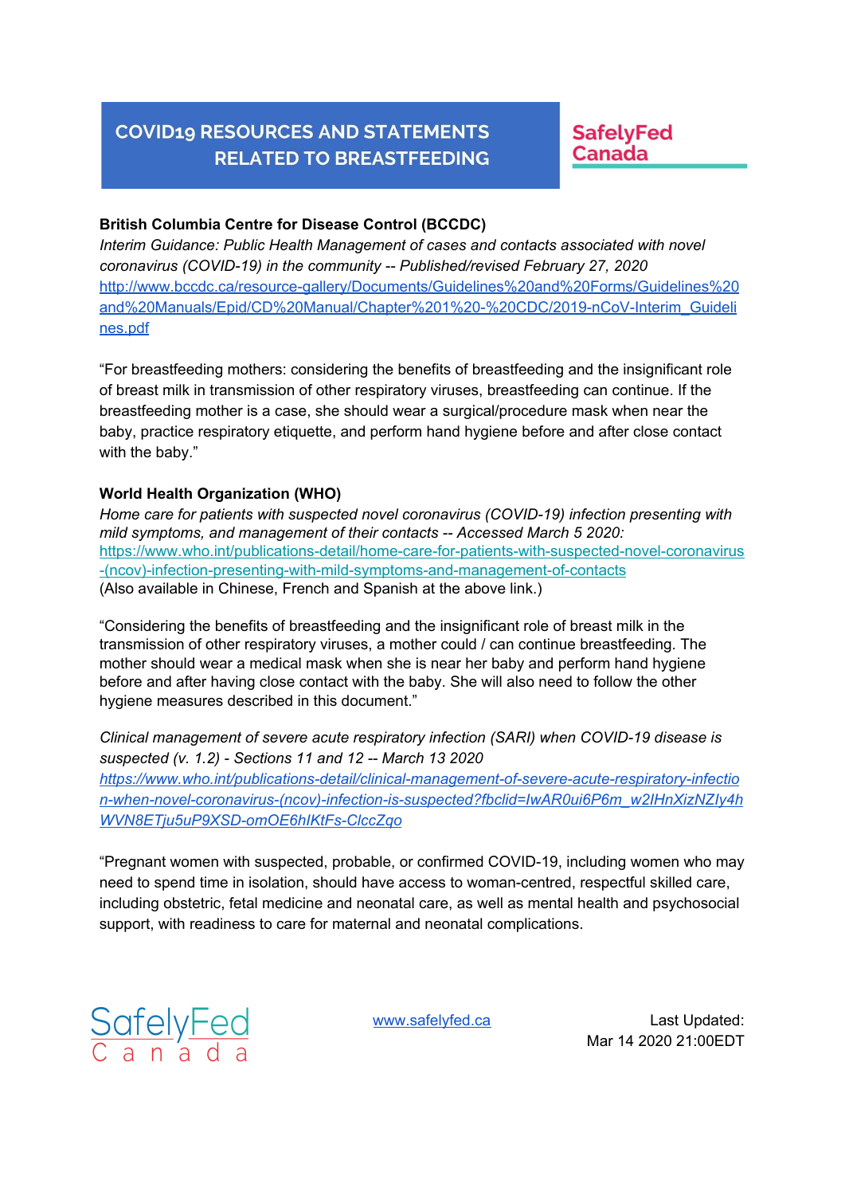**British Columbia Centre for Disease Control (BCCDC)**

*Interim Guidance: Public Health Management of cases and contacts associated with novel coronavirus (COVID-19) in the community -- Published/revised February 27, 2020*

http://www.bccdc.ca/resource-gallery/Documents/Guidelines%20and%20Forms/Guidelines%20and%20Manuals/Epid/CD%20Manual/Chapter%201%20-%20CDC/2019-nCoV-Interim_Guidelines.pdf

"For breastfeeding mothers: considering the benefits of breastfeeding and the insignificant role of breast milk in transmission of other respiratory viruses, breastfeeding can continue. If the breastfeeding mother is a case, she should wear a surgical/procedure mask when near the baby, practice respiratory etiquette, and perform hand hygiene before and after close contact with the baby."

**World Health Organization (WHO)**

*Home care for patients with suspected novel coronavirus (COVID-19) infection presenting with mild symptoms, and management of their contacts -- Accessed March 5 2020:*

https://www.who.int/publications-detail/home-care-for-patients-with-suspected-novel-coronavirus-(ncov)-infection-presenting-with-mild-symptoms-and-management-of-contacts

(Also available in Chinese, French and Spanish at the above link.)

"Considering the benefits of breastfeeding and the insignificant role of breast milk in the transmission of other respiratory viruses, a mother could / can continue breastfeeding. The mother should wear a medical mask when she is near her baby and perform hand hygiene before and after having close contact with the baby. She will also need to follow the other hygiene measures described in this document."

*Clinical management of severe acute respiratory infection (SARI) when COVID-19 disease is suspected (v. 1.2) - Sections 11 and 12 -- March 13 2020*

*https://www.who.int/publications-detail/clinical-management-of-severe-acute-respiratory-infection-when-novel-coronavirus-(ncov)-infection-is-suspected?fbclid=IwAR0ui6P6m_w2IHnXizNZIy4hWVN8ETju5uP9XSD-omOE6hIKtFs-ClccZqo*

"Pregnant women with suspected, probable, or confirmed COVID-19, including women who may need to spend time in isolation, should have access to woman-centred, respectful skilled care, including obstetric, fetal medicine and neonatal care, as well as mental health and psychosocial support, with readiness to care for maternal and neonatal complications.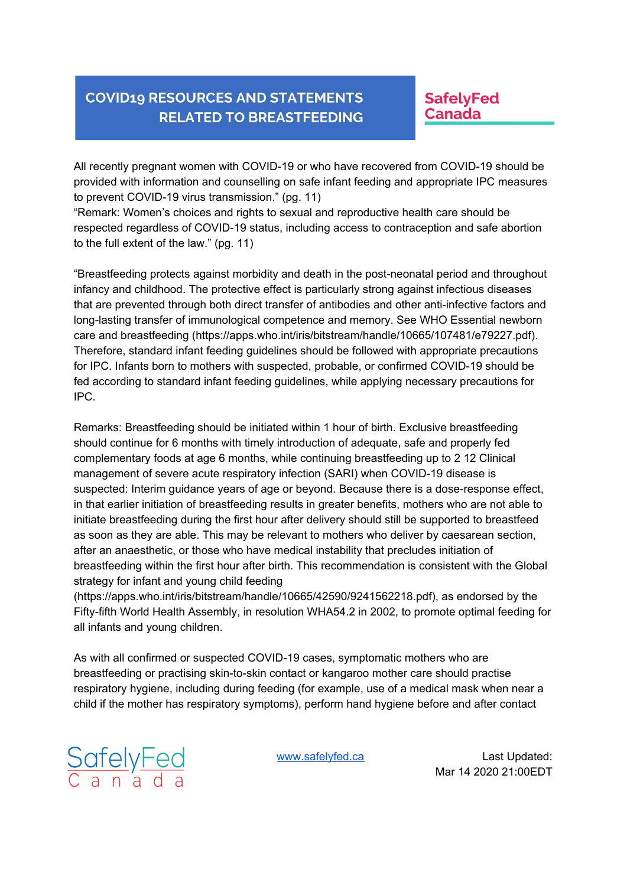All recently pregnant women with COVID-19 or who have recovered from COVID-19 should be provided with information and counselling on safe infant feeding and appropriate IPC measures to prevent COVID-19 virus transmission." (pg. 11)
"Remark: Women's choices and rights to sexual and reproductive health care should be respected regardless of COVID-19 status, including access to contraception and safe abortion to the full extent of the law." (pg. 11)

"Breastfeeding protects against morbidity and death in the post-neonatal period and throughout infancy and childhood. The protective effect is particularly strong against infectious diseases that are prevented through both direct transfer of antibodies and other anti-infective factors and long-lasting transfer of immunological competence and memory. See WHO Essential newborn care and breastfeeding (https://apps.who.int/iris/bitstream/handle/10665/107481/e79227.pdf). Therefore, standard infant feeding guidelines should be followed with appropriate precautions for IPC. Infants born to mothers with suspected, probable, or confirmed COVID-19 should be fed according to standard infant feeding guidelines, while applying necessary precautions for IPC.

Remarks: Breastfeeding should be initiated within 1 hour of birth. Exclusive breastfeeding should continue for 6 months with timely introduction of adequate, safe and properly fed complementary foods at age 6 months, while continuing breastfeeding up to 2 12 Clinical management of severe acute respiratory infection (SARI) when COVID-19 disease is suspected: Interim guidance years of age or beyond. Because there is a dose-response effect, in that earlier initiation of breastfeeding results in greater benefits, mothers who are not able to initiate breastfeeding during the first hour after delivery should still be supported to breastfeed as soon as they are able. This may be relevant to mothers who deliver by caesarean section, after an anaesthetic, or those who have medical instability that precludes initiation of breastfeeding within the first hour after birth. This recommendation is consistent with the Global strategy for infant and young child feeding (https://apps.who.int/iris/bitstream/handle/10665/42590/9241562218.pdf), as endorsed by the Fifty-fifth World Health Assembly, in resolution WHA54.2 in 2002, to promote optimal feeding for all infants and young children.

As with all confirmed or suspected COVID-19 cases, symptomatic mothers who are breastfeeding or practising skin-to-skin contact or kangaroo mother care should practise respiratory hygiene, including during feeding (for example, use of a medical mask when near a child if the mother has respiratory symptoms), perform hand hygiene before and after contact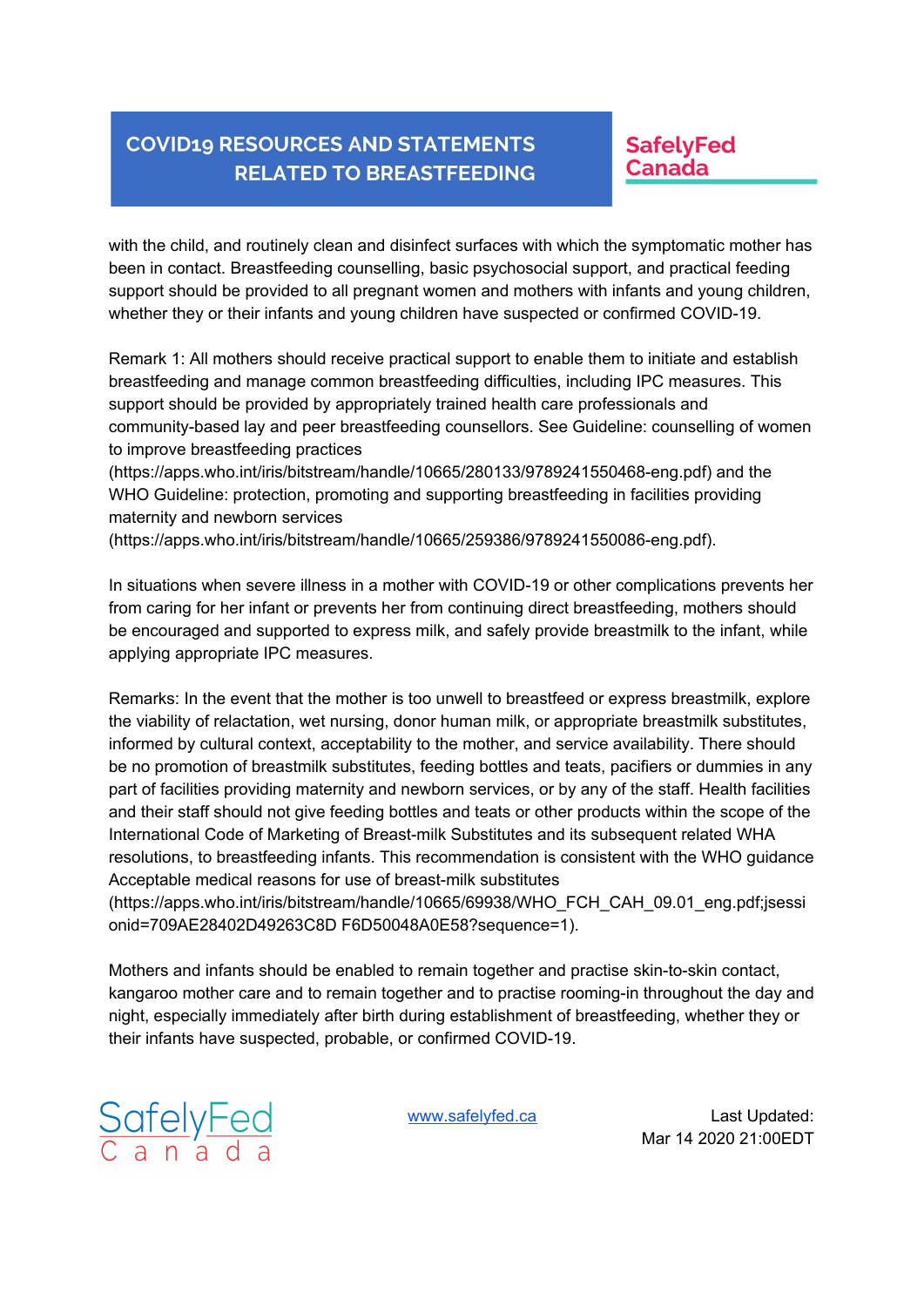with the child, and routinely clean and disinfect surfaces with which the symptomatic mother has been in contact. Breastfeeding counselling, basic psychosocial support, and practical feeding support should be provided to all pregnant women and mothers with infants and young children, whether they or their infants and young children have suspected or confirmed COVID-19.

Remark 1: All mothers should receive practical support to enable them to initiate and establish breastfeeding and manage common breastfeeding difficulties, including IPC measures. This support should be provided by appropriately trained health care professionals and community-based lay and peer breastfeeding counsellors. See Guideline: counselling of women to improve breastfeeding practices (https://apps.who.int/iris/bitstream/handle/10665/280133/9789241550468-eng.pdf) and the WHO Guideline: protection, promoting and supporting breastfeeding in facilities providing maternity and newborn services (https://apps.who.int/iris/bitstream/handle/10665/259386/9789241550086-eng.pdf).

In situations when severe illness in a mother with COVID-19 or other complications prevents her from caring for her infant or prevents her from continuing direct breastfeeding, mothers should be encouraged and supported to express milk, and safely provide breastmilk to the infant, while applying appropriate IPC measures.

Remarks: In the event that the mother is too unwell to breastfeed or express breastmilk, explore the viability of relactation, wet nursing, donor human milk, or appropriate breastmilk substitutes, informed by cultural context, acceptability to the mother, and service availability. There should be no promotion of breastmilk substitutes, feeding bottles and teats, pacifiers or dummies in any part of facilities providing maternity and newborn services, or by any of the staff. Health facilities and their staff should not give feeding bottles and teats or other products within the scope of the International Code of Marketing of Breast-milk Substitutes and its subsequent related WHA resolutions, to breastfeeding infants. This recommendation is consistent with the WHO guidance Acceptable medical reasons for use of breast-milk substitutes (https://apps.who.int/iris/bitstream/handle/10665/69938/WHO_FCH_CAH_09.01_eng.pdf;jsessionid=709AE28402D49263C8D F6D50048A0E58?sequence=1).

Mothers and infants should be enabled to remain together and practise skin-to-skin contact, kangaroo mother care and to remain together and to practise rooming-in throughout the day and night, especially immediately after birth during establishment of breastfeeding, whether they or their infants have suspected, probable, or confirmed COVID-19.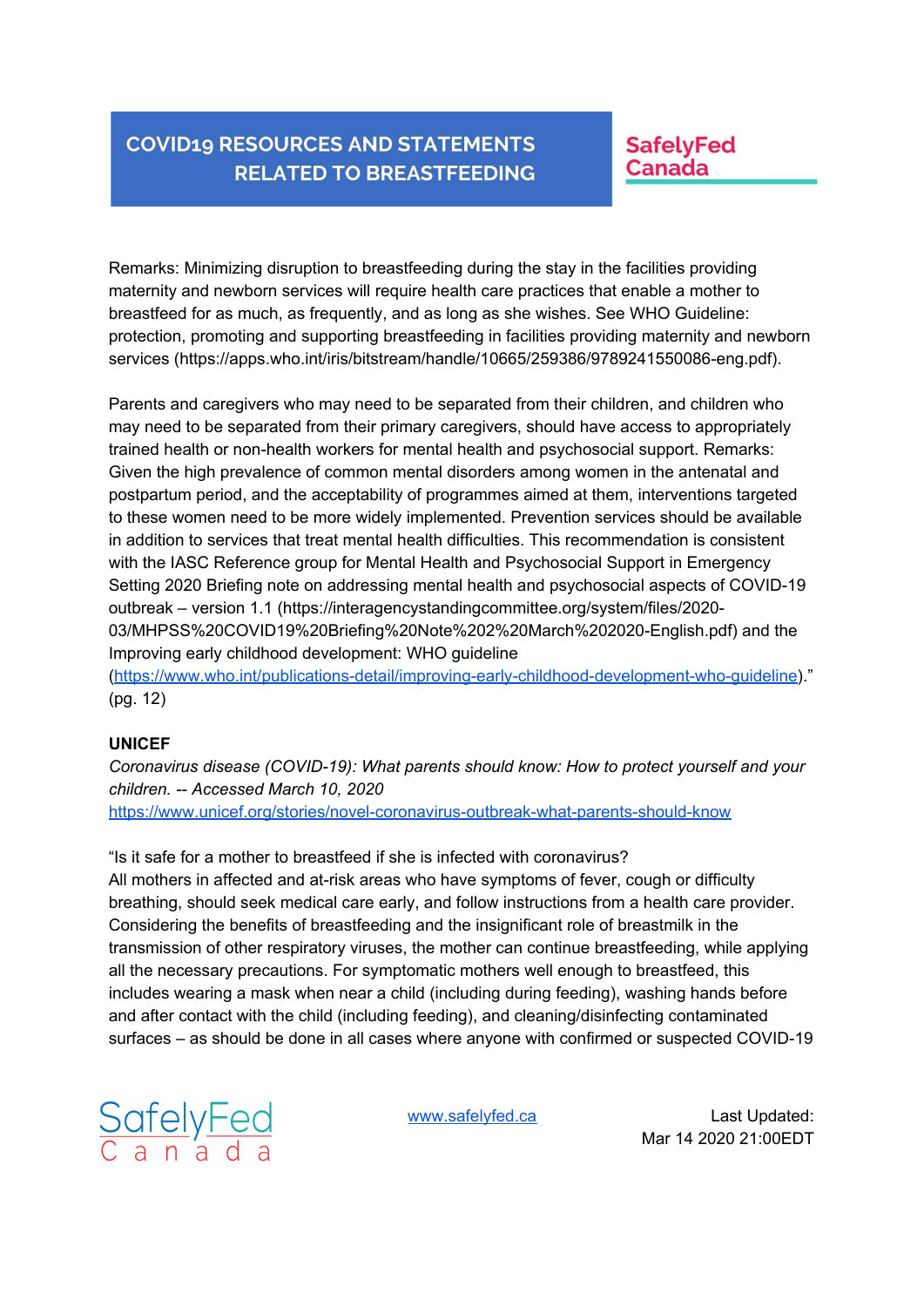Remarks: Minimizing disruption to breastfeeding during the stay in the facilities providing maternity and newborn services will require health care practices that enable a mother to breastfeed for as much, as frequently, and as long as she wishes. See WHO Guideline: protection, promoting and supporting breastfeeding in facilities providing maternity and newborn services (https://apps.who.int/iris/bitstream/handle/10665/259386/9789241550086-eng.pdf).

Parents and caregivers who may need to be separated from their children, and children who may need to be separated from their primary caregivers, should have access to appropriately trained health or non-health workers for mental health and psychosocial support. Remarks: Given the high prevalence of common mental disorders among women in the antenatal and postpartum period, and the acceptability of programmes aimed at them, interventions targeted to these women need to be more widely implemented. Prevention services should be available in addition to services that treat mental health difficulties. This recommendation is consistent with the IASC Reference group for Mental Health and Psychosocial Support in Emergency Setting 2020 Briefing note on addressing mental health and psychosocial aspects of COVID-19 outbreak – version 1.1 (https://interagencystandingcommittee.org/system/files/2020-03/MHPSS%20COVID19%20Briefing%20Note%202%20March%202020-English.pdf) and the Improving early childhood development: WHO guideline (https://www.who.int/publications-detail/improving-early-childhood-development-who-guideline)." (pg. 12)

**UNICEF**

*Coronavirus disease (COVID-19): What parents should know: How to protect yourself and your children. -- Accessed March 10, 2020*
https://www.unicef.org/stories/novel-coronavirus-outbreak-what-parents-should-know

"Is it safe for a mother to breastfeed if she is infected with coronavirus?
All mothers in affected and at-risk areas who have symptoms of fever, cough or difficulty breathing, should seek medical care early, and follow instructions from a health care provider. Considering the benefits of breastfeeding and the insignificant role of breastmilk in the transmission of other respiratory viruses, the mother can continue breastfeeding, while applying all the necessary precautions. For symptomatic mothers well enough to breastfeed, this includes wearing a mask when near a child (including during feeding), washing hands before and after contact with the child (including feeding), and cleaning/disinfecting contaminated surfaces – as should be done in all cases where anyone with confirmed or suspected COVID-19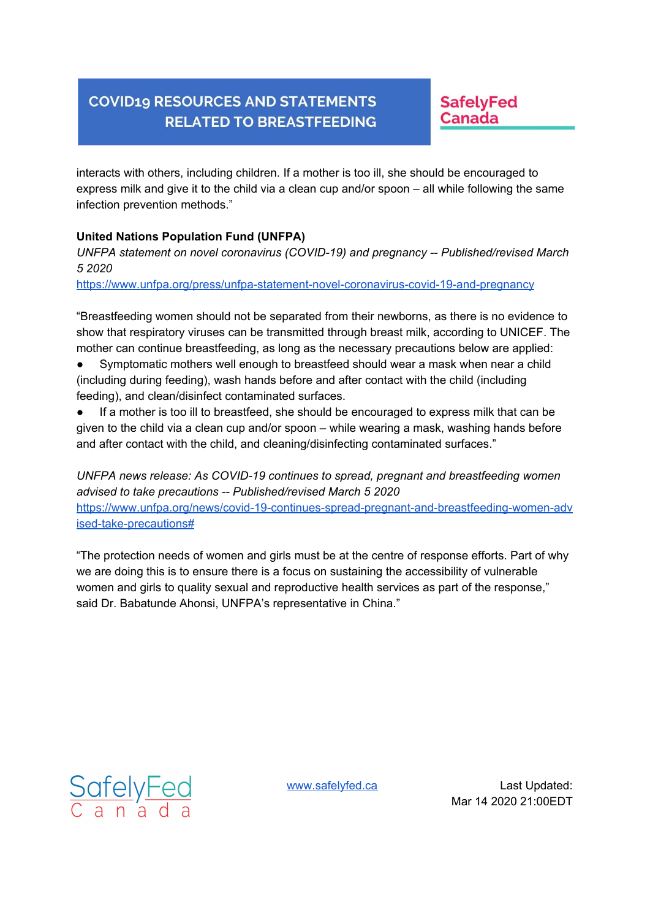interacts with others, including children. If a mother is too ill, she should be encouraged to express milk and give it to the child via a clean cup and/or spoon – all while following the same infection prevention methods."

**United Nations Population Fund (UNFPA)**

*UNFPA statement on novel coronavirus (COVID-19) and pregnancy -- Published/revised March 5 2020*

https://www.unfpa.org/press/unfpa-statement-novel-coronavirus-covid-19-and-pregnancy

"Breastfeeding women should not be separated from their newborns, as there is no evidence to show that respiratory viruses can be transmitted through breast milk, according to UNICEF. The mother can continue breastfeeding, as long as the necessary precautions below are applied:

- Symptomatic mothers well enough to breastfeed should wear a mask when near a child (including during feeding), wash hands before and after contact with the child (including feeding), and clean/disinfect contaminated surfaces.
- If a mother is too ill to breastfeed, she should be encouraged to express milk that can be given to the child via a clean cup and/or spoon – while wearing a mask, washing hands before and after contact with the child, and cleaning/disinfecting contaminated surfaces."

*UNFPA news release: As COVID-19 continues to spread, pregnant and breastfeeding women advised to take precautions -- Published/revised March 5 2020*

https://www.unfpa.org/news/covid-19-continues-spread-pregnant-and-breastfeeding-women-advised-take-precautions#

"The protection needs of women and girls must be at the centre of response efforts. Part of why we are doing this is to ensure there is a focus on sustaining the accessibility of vulnerable women and girls to quality sexual and reproductive health services as part of the response," said Dr. Babatunde Ahonsi, UNFPA's representative in China."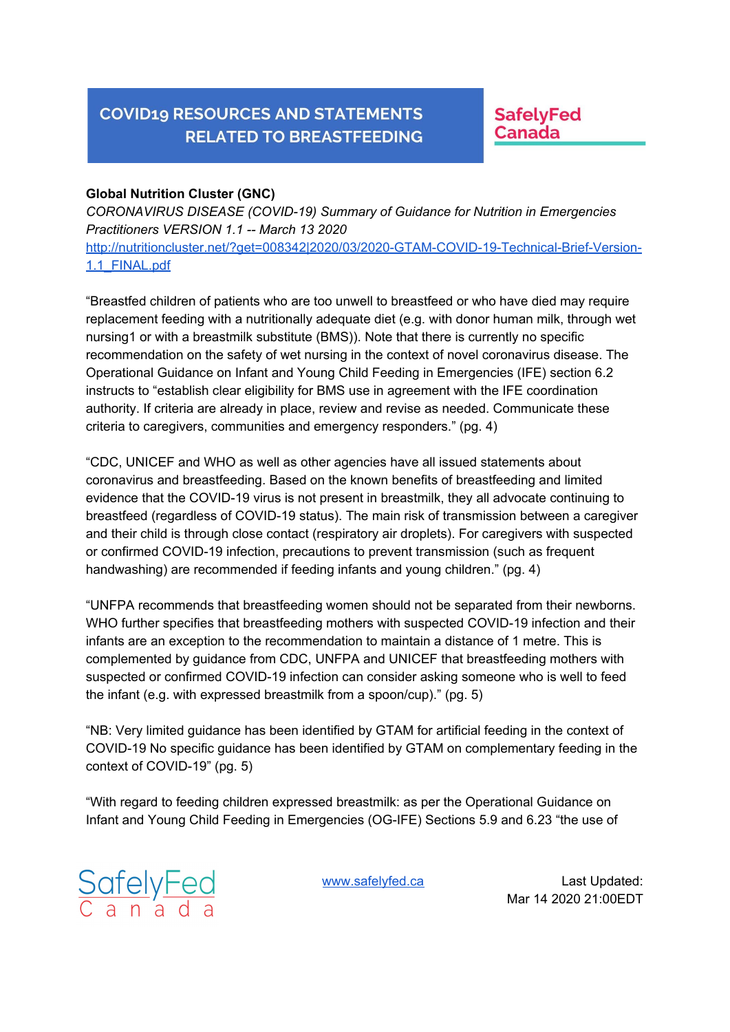**Global Nutrition Cluster (GNC)**

*CORONAVIRUS DISEASE (COVID-19) Summary of Guidance for Nutrition in Emergencies Practitioners VERSION 1.1 -- March 13 2020*

[http://nutritioncluster.net/?get=008342|2020/03/2020-GTAM-COVID-19-Technical-Brief-Version-1.1_FINAL.pdf](http://nutritioncluster.net/?get=008342|2020/03/2020-GTAM-COVID-19-Technical-Brief-Version-1.1_FINAL.pdf)

"Breastfed children of patients who are too unwell to breastfeed or who have died may require replacement feeding with a nutritionally adequate diet (e.g. with donor human milk, through wet nursing1 or with a breastmilk substitute (BMS)). Note that there is currently no specific recommendation on the safety of wet nursing in the context of novel coronavirus disease. The Operational Guidance on Infant and Young Child Feeding in Emergencies (IFE) section 6.2 instructs to "establish clear eligibility for BMS use in agreement with the IFE coordination authority. If criteria are already in place, review and revise as needed. Communicate these criteria to caregivers, communities and emergency responders." (pg. 4)

"CDC, UNICEF and WHO as well as other agencies have all issued statements about coronavirus and breastfeeding. Based on the known benefits of breastfeeding and limited evidence that the COVID-19 virus is not present in breastmilk, they all advocate continuing to breastfeed (regardless of COVID-19 status). The main risk of transmission between a caregiver and their child is through close contact (respiratory air droplets). For caregivers with suspected or confirmed COVID-19 infection, precautions to prevent transmission (such as frequent handwashing) are recommended if feeding infants and young children." (pg. 4)

"UNFPA recommends that breastfeeding women should not be separated from their newborns. WHO further specifies that breastfeeding mothers with suspected COVID-19 infection and their infants are an exception to the recommendation to maintain a distance of 1 metre. This is complemented by guidance from CDC, UNFPA and UNICEF that breastfeeding mothers with suspected or confirmed COVID-19 infection can consider asking someone who is well to feed the infant (e.g. with expressed breastmilk from a spoon/cup)." (pg. 5)

"NB: Very limited guidance has been identified by GTAM for artificial feeding in the context of COVID-19 No specific guidance has been identified by GTAM on complementary feeding in the context of COVID-19" (pg. 5)

"With regard to feeding children expressed breastmilk: as per the Operational Guidance on Infant and Young Child Feeding in Emergencies (OG-IFE) Sections 5.9 and 6.23 "the use of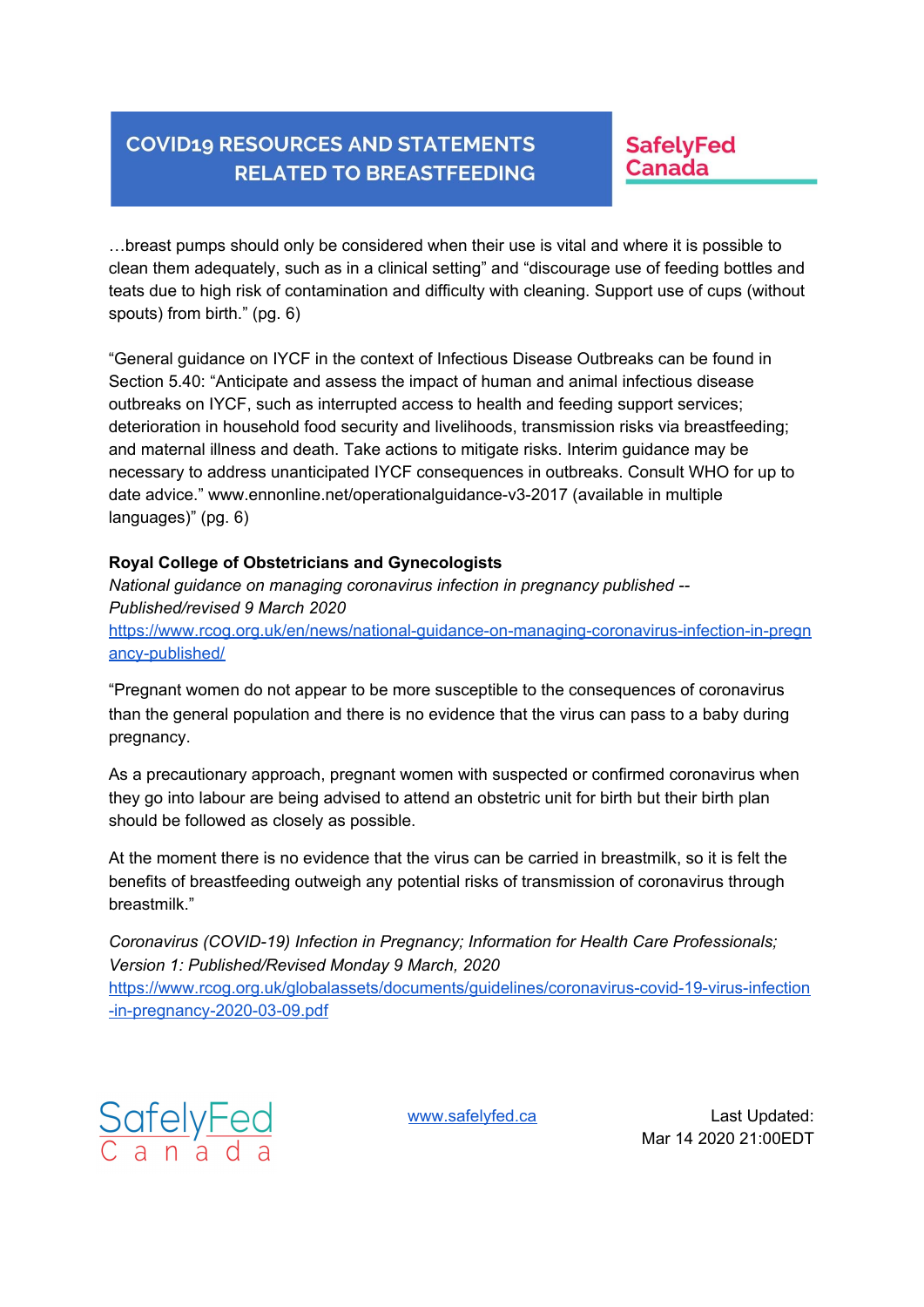…breast pumps should only be considered when their use is vital and where it is possible to clean them adequately, such as in a clinical setting" and "discourage use of feeding bottles and teats due to high risk of contamination and difficulty with cleaning. Support use of cups (without spouts) from birth." (pg. 6)

"General guidance on IYCF in the context of Infectious Disease Outbreaks can be found in Section 5.40: "Anticipate and assess the impact of human and animal infectious disease outbreaks on IYCF, such as interrupted access to health and feeding support services; deterioration in household food security and livelihoods, transmission risks via breastfeeding; and maternal illness and death. Take actions to mitigate risks. Interim guidance may be necessary to address unanticipated IYCF consequences in outbreaks. Consult WHO for up to date advice." www.ennonline.net/operationalguidance-v3-2017 (available in multiple languages)" (pg. 6)

**Royal College of Obstetricians and Gynecologists**

*National guidance on managing coronavirus infection in pregnancy published -- Published/revised 9 March 2020*

https://www.rcog.org.uk/en/news/national-guidance-on-managing-coronavirus-infection-in-pregnancy-published/

"Pregnant women do not appear to be more susceptible to the consequences of coronavirus than the general population and there is no evidence that the virus can pass to a baby during pregnancy.

As a precautionary approach, pregnant women with suspected or confirmed coronavirus when they go into labour are being advised to attend an obstetric unit for birth but their birth plan should be followed as closely as possible.

At the moment there is no evidence that the virus can be carried in breastmilk, so it is felt the benefits of breastfeeding outweigh any potential risks of transmission of coronavirus through breastmilk."

*Coronavirus (COVID-19) Infection in Pregnancy; Information for Health Care Professionals; Version 1: Published/Revised Monday 9 March, 2020*

https://www.rcog.org.uk/globalassets/documents/guidelines/coronavirus-covid-19-virus-infection-in-pregnancy-2020-03-09.pdf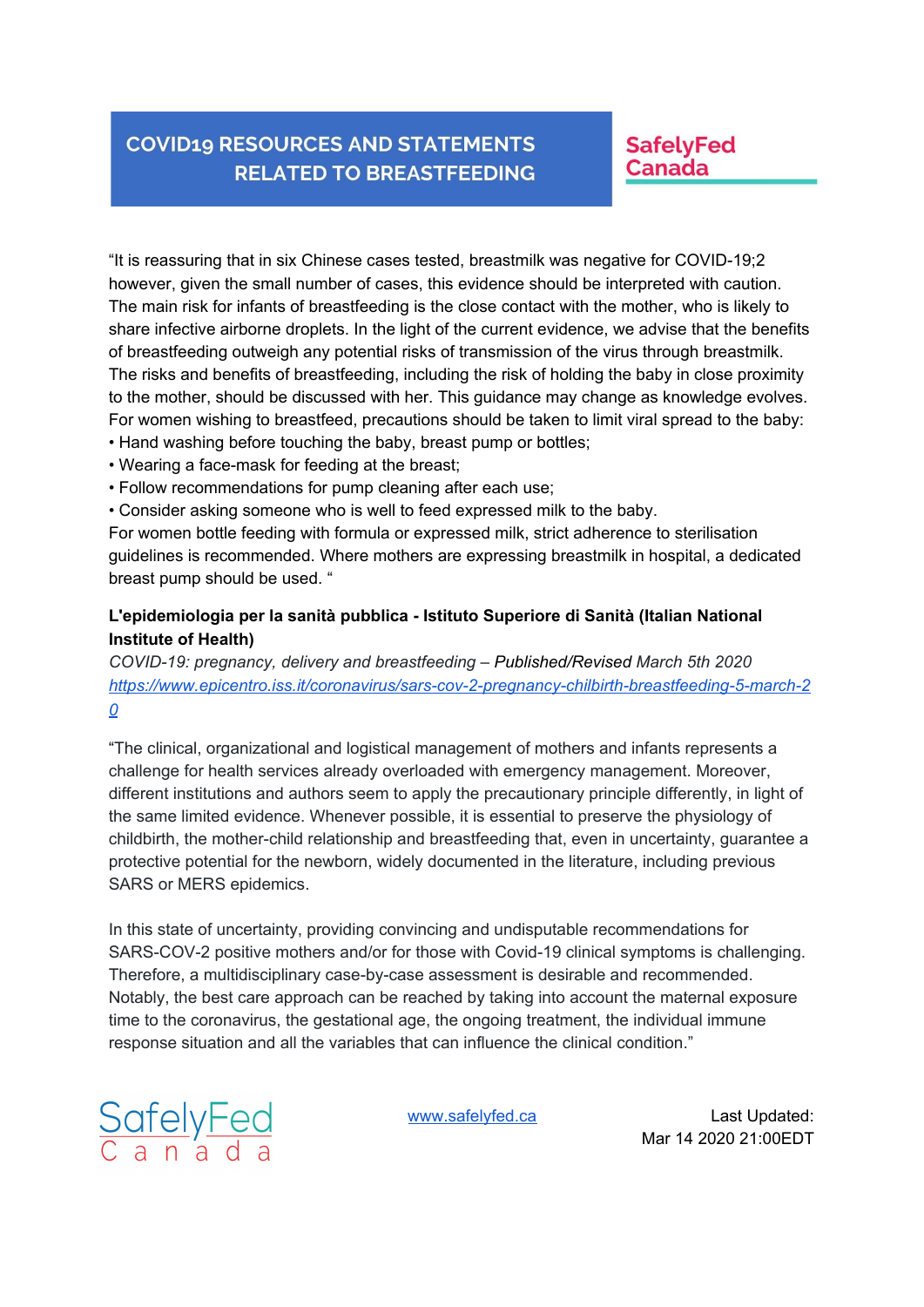"It is reassuring that in six Chinese cases tested, breastmilk was negative for COVID-19;2 however, given the small number of cases, this evidence should be interpreted with caution. The main risk for infants of breastfeeding is the close contact with the mother, who is likely to share infective airborne droplets. In the light of the current evidence, we advise that the benefits of breastfeeding outweigh any potential risks of transmission of the virus through breastmilk. The risks and benefits of breastfeeding, including the risk of holding the baby in close proximity to the mother, should be discussed with her. This guidance may change as knowledge evolves. For women wishing to breastfeed, precautions should be taken to limit viral spread to the baby:
• Hand washing before touching the baby, breast pump or bottles;
• Wearing a face-mask for feeding at the breast;
• Follow recommendations for pump cleaning after each use;
• Consider asking someone who is well to feed expressed milk to the baby.
For women bottle feeding with formula or expressed milk, strict adherence to sterilisation guidelines is recommended. Where mothers are expressing breastmilk in hospital, a dedicated breast pump should be used. "

**L'epidemiologia per la sanità pubblica - Istituto Superiore di Sanità (Italian National Institute of Health)**
*COVID-19: pregnancy, delivery and breastfeeding –* Published/Revised *March 5th 2020*
https://www.epicentro.iss.it/coronavirus/sars-cov-2-pregnancy-chilbirth-breastfeeding-5-march-20

"The clinical, organizational and logistical management of mothers and infants represents a challenge for health services already overloaded with emergency management. Moreover, different institutions and authors seem to apply the precautionary principle differently, in light of the same limited evidence. Whenever possible, it is essential to preserve the physiology of childbirth, the mother-child relationship and breastfeeding that, even in uncertainty, guarantee a protective potential for the newborn, widely documented in the literature, including previous SARS or MERS epidemics.

In this state of uncertainty, providing convincing and undisputable recommendations for SARS-COV-2 positive mothers and/or for those with Covid-19 clinical symptoms is challenging. Therefore, a multidisciplinary case-by-case assessment is desirable and recommended. Notably, the best care approach can be reached by taking into account the maternal exposure time to the coronavirus, the gestational age, the ongoing treatment, the individual immune response situation and all the variables that can influence the clinical condition."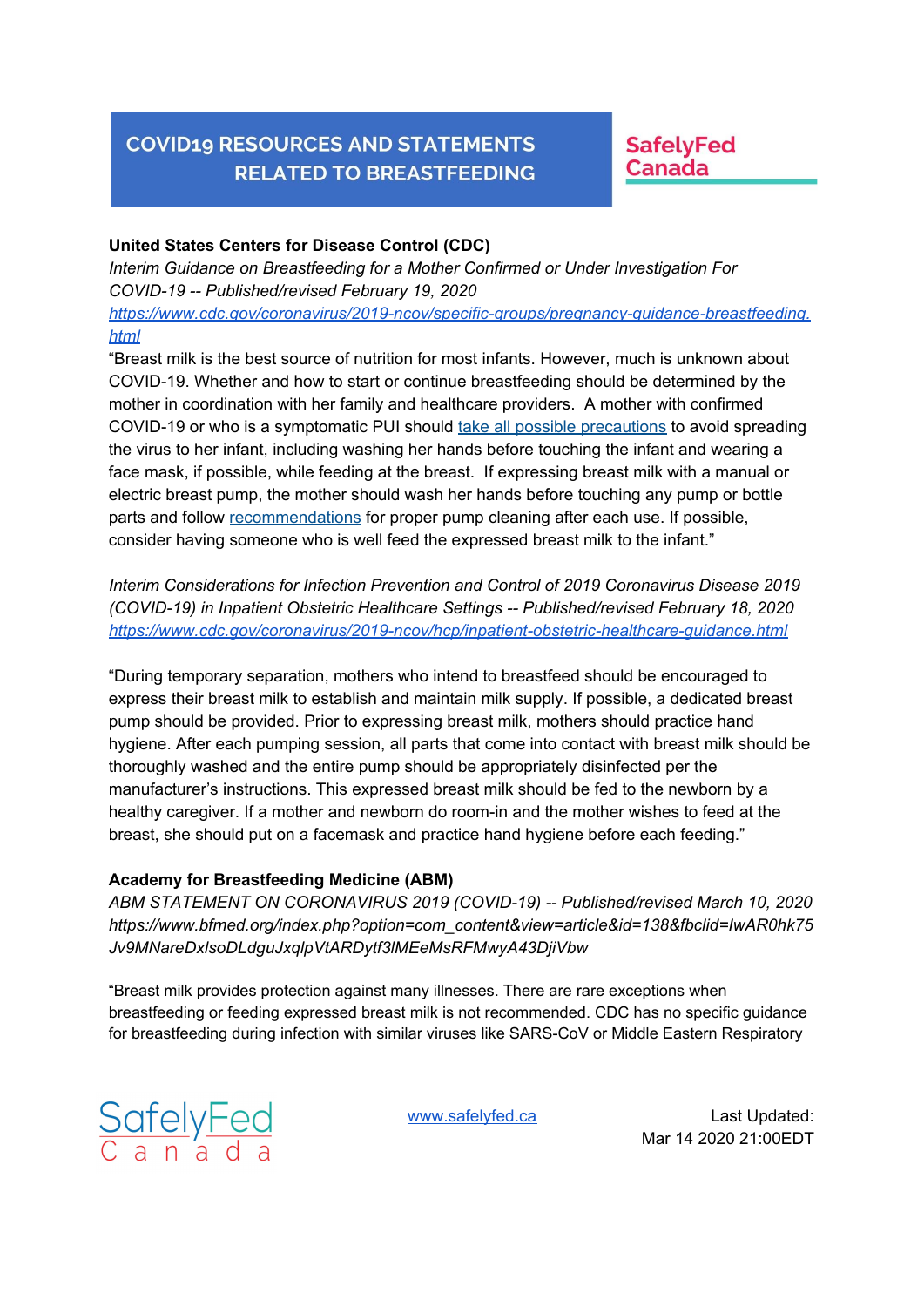**United States Centers for Disease Control (CDC)**

*Interim Guidance on Breastfeeding for a Mother Confirmed or Under Investigation For COVID-19 -- Published/revised February 19, 2020*

[https://www.cdc.gov/coronavirus/2019-ncov/specific-groups/pregnancy-guidance-breastfeeding.html](https://www.cdc.gov/coronavirus/2019-ncov/specific-groups/pregnancy-guidance-breastfeeding.html)

“Breast milk is the best source of nutrition for most infants. However, much is unknown about COVID-19. Whether and how to start or continue breastfeeding should be determined by the mother in coordination with her family and healthcare providers. A mother with confirmed COVID-19 or who is a symptomatic PUI should take all possible precautions to avoid spreading the virus to her infant, including washing her hands before touching the infant and wearing a face mask, if possible, while feeding at the breast. If expressing breast milk with a manual or electric breast pump, the mother should wash her hands before touching any pump or bottle parts and follow recommendations for proper pump cleaning after each use. If possible, consider having someone who is well feed the expressed breast milk to the infant.”

*Interim Considerations for Infection Prevention and Control of 2019 Coronavirus Disease 2019 (COVID-19) in Inpatient Obstetric Healthcare Settings -- Published/revised February 18, 2020*

[https://www.cdc.gov/coronavirus/2019-ncov/hcp/inpatient-obstetric-healthcare-guidance.html](https://www.cdc.gov/coronavirus/2019-ncov/hcp/inpatient-obstetric-healthcare-guidance.html)

“During temporary separation, mothers who intend to breastfeed should be encouraged to express their breast milk to establish and maintain milk supply. If possible, a dedicated breast pump should be provided. Prior to expressing breast milk, mothers should practice hand hygiene. After each pumping session, all parts that come into contact with breast milk should be thoroughly washed and the entire pump should be appropriately disinfected per the manufacturer’s instructions. This expressed breast milk should be fed to the newborn by a healthy caregiver. If a mother and newborn do room-in and the mother wishes to feed at the breast, she should put on a facemask and practice hand hygiene before each feeding.”

**Academy for Breastfeeding Medicine (ABM)**

*ABM STATEMENT ON CORONAVIRUS 2019 (COVID-19) -- Published/revised March 10, 2020*

*https://www.bfmed.org/index.php?option=com_content&view=article&id=138&fbclid=IwAR0hk75Jv9MNareDxlsoDLdguJxqlpVtARDytf3lMEeMsRFMwyA43DjiVbw*

“Breast milk provides protection against many illnesses. There are rare exceptions when breastfeeding or feeding expressed breast milk is not recommended. CDC has no specific guidance for breastfeeding during infection with similar viruses like SARS-CoV or Middle Eastern Respiratory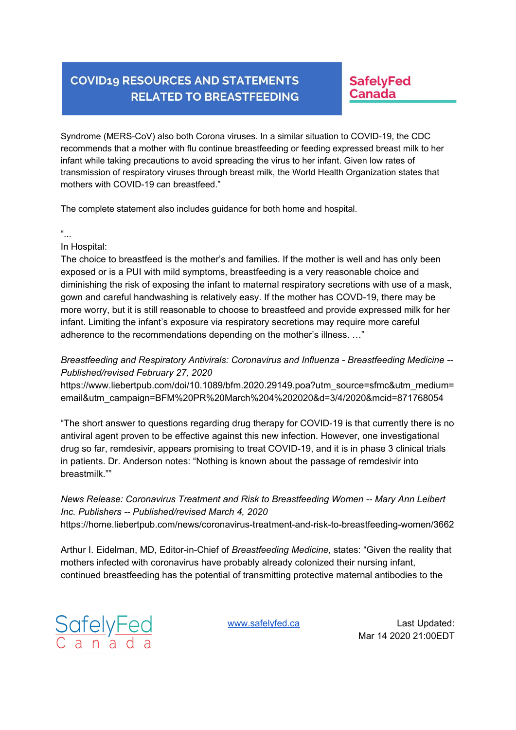Syndrome (MERS-CoV) also both Corona viruses. In a similar situation to COVID-19, the CDC recommends that a mother with flu continue breastfeeding or feeding expressed breast milk to her infant while taking precautions to avoid spreading the virus to her infant. Given low rates of transmission of respiratory viruses through breast milk, the World Health Organization states that mothers with COVID-19 can breastfeed."

The complete statement also includes guidance for both home and hospital.

"...

In Hospital:

The choice to breastfeed is the mother's and families. If the mother is well and has only been exposed or is a PUI with mild symptoms, breastfeeding is a very reasonable choice and diminishing the risk of exposing the infant to maternal respiratory secretions with use of a mask, gown and careful handwashing is relatively easy. If the mother has COVD-19, there may be more worry, but it is still reasonable to choose to breastfeed and provide expressed milk for her infant. Limiting the infant's exposure via respiratory secretions may require more careful adherence to the recommendations depending on the mother's illness. …"

*Breastfeeding and Respiratory Antivirals: Coronavirus and Influenza - Breastfeeding Medicine -- Published/revised February 27, 2020*

https://www.liebertpub.com/doi/10.1089/bfm.2020.29149.poa?utm_source=sfmc&utm_medium=email&utm_campaign=BFM%20PR%20March%204%202020&d=3/4/2020&mcid=871768054

"The short answer to questions regarding drug therapy for COVID-19 is that currently there is no antiviral agent proven to be effective against this new infection. However, one investigational drug so far, remdesivir, appears promising to treat COVID-19, and it is in phase 3 clinical trials in patients. Dr. Anderson notes: "Nothing is known about the passage of remdesivir into breastmilk.""

*News Release: Coronavirus Treatment and Risk to Breastfeeding Women -- Mary Ann Leibert Inc. Publishers -- Published/revised March 4, 2020*

https://home.liebertpub.com/news/coronavirus-treatment-and-risk-to-breastfeeding-women/3662

Arthur I. Eidelman, MD, Editor-in-Chief of *Breastfeeding Medicine,* states: "Given the reality that mothers infected with coronavirus have probably already colonized their nursing infant, continued breastfeeding has the potential of transmitting protective maternal antibodies to the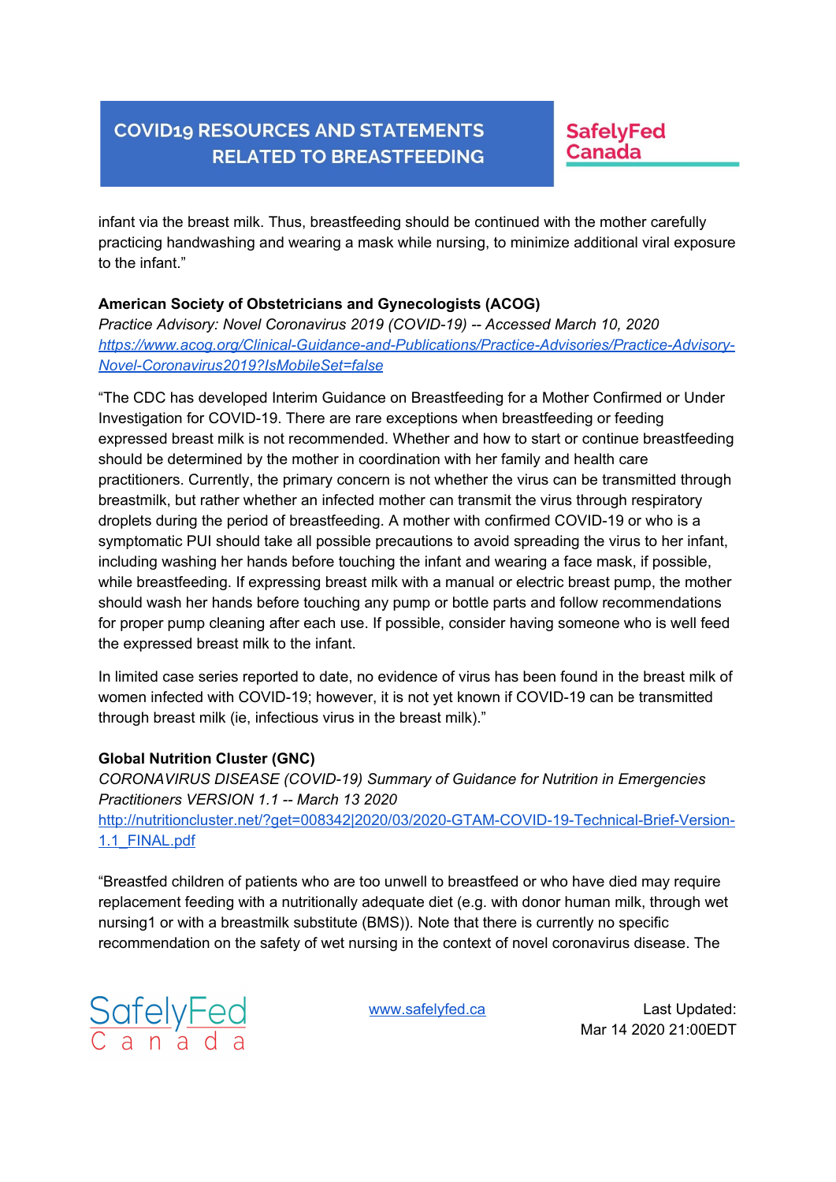infant via the breast milk. Thus, breastfeeding should be continued with the mother carefully practicing handwashing and wearing a mask while nursing, to minimize additional viral exposure to the infant."

**American Society of Obstetricians and Gynecologists (ACOG)**
*Practice Advisory: Novel Coronavirus 2019 (COVID-19) -- Accessed March 10, 2020*
[https://www.acog.org/Clinical-Guidance-and-Publications/Practice-Advisories/Practice-Advisory-Novel-Coronavirus2019?IsMobileSet=false](https://www.acog.org/Clinical-Guidance-and-Publications/Practice-Advisories/Practice-Advisory-Novel-Coronavirus2019?IsMobileSet=false)

"The CDC has developed Interim Guidance on Breastfeeding for a Mother Confirmed or Under Investigation for COVID-19. There are rare exceptions when breastfeeding or feeding expressed breast milk is not recommended. Whether and how to start or continue breastfeeding should be determined by the mother in coordination with her family and health care practitioners. Currently, the primary concern is not whether the virus can be transmitted through breastmilk, but rather whether an infected mother can transmit the virus through respiratory droplets during the period of breastfeeding. A mother with confirmed COVID-19 or who is a symptomatic PUI should take all possible precautions to avoid spreading the virus to her infant, including washing her hands before touching the infant and wearing a face mask, if possible, while breastfeeding. If expressing breast milk with a manual or electric breast pump, the mother should wash her hands before touching any pump or bottle parts and follow recommendations for proper pump cleaning after each use. If possible, consider having someone who is well feed the expressed breast milk to the infant.

In limited case series reported to date, no evidence of virus has been found in the breast milk of women infected with COVID-19; however, it is not yet known if COVID-19 can be transmitted through breast milk (ie, infectious virus in the breast milk)."

**Global Nutrition Cluster (GNC)**
*CORONAVIRUS DISEASE (COVID-19) Summary of Guidance for Nutrition in Emergencies Practitioners VERSION 1.1 -- March 13 2020*
[http://nutritioncluster.net/?get=008342|2020/03/2020-GTAM-COVID-19-Technical-Brief-Version-1.1_FINAL.pdf](http://nutritioncluster.net/?get=008342|2020/03/2020-GTAM-COVID-19-Technical-Brief-Version-1.1_FINAL.pdf)

"Breastfed children of patients who are too unwell to breastfeed or who have died may require replacement feeding with a nutritionally adequate diet (e.g. with donor human milk, through wet nursing[1] or with a breastmilk substitute (BMS)). Note that there is currently no specific recommendation on the safety of wet nursing in the context of novel coronavirus disease. The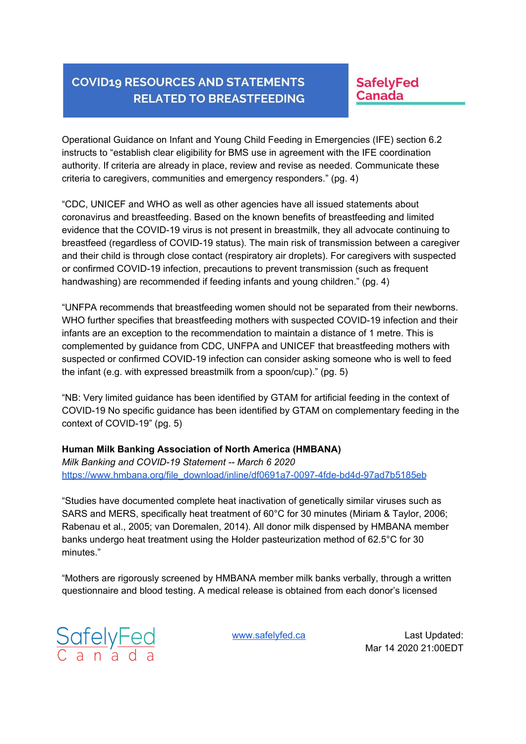Operational Guidance on Infant and Young Child Feeding in Emergencies (IFE) section 6.2 instructs to "establish clear eligibility for BMS use in agreement with the IFE coordination authority. If criteria are already in place, review and revise as needed. Communicate these criteria to caregivers, communities and emergency responders." (pg. 4)

"CDC, UNICEF and WHO as well as other agencies have all issued statements about coronavirus and breastfeeding. Based on the known benefits of breastfeeding and limited evidence that the COVID-19 virus is not present in breastmilk, they all advocate continuing to breastfeed (regardless of COVID-19 status). The main risk of transmission between a caregiver and their child is through close contact (respiratory air droplets). For caregivers with suspected or confirmed COVID-19 infection, precautions to prevent transmission (such as frequent handwashing) are recommended if feeding infants and young children." (pg. 4)

"UNFPA recommends that breastfeeding women should not be separated from their newborns. WHO further specifies that breastfeeding mothers with suspected COVID-19 infection and their infants are an exception to the recommendation to maintain a distance of 1 metre. This is complemented by guidance from CDC, UNFPA and UNICEF that breastfeeding mothers with suspected or confirmed COVID-19 infection can consider asking someone who is well to feed the infant (e.g. with expressed breastmilk from a spoon/cup)." (pg. 5)

"NB: Very limited guidance has been identified by GTAM for artificial feeding in the context of COVID-19 No specific guidance has been identified by GTAM on complementary feeding in the context of COVID-19" (pg. 5)

**Human Milk Banking Association of North America (HMBANA)**
*Milk Banking and COVID-19 Statement -- March 6 2020*
https://www.hmbana.org/file_download/inline/df0691a7-0097-4fde-bd4d-97ad7b5185eb

"Studies have documented complete heat inactivation of genetically similar viruses such as SARS and MERS, specifically heat treatment of 60°C for 30 minutes (Miriam & Taylor, 2006; Rabenau et al., 2005; van Doremalen, 2014). All donor milk dispensed by HMBANA member banks undergo heat treatment using the Holder pasteurization method of 62.5°C for 30 minutes."

"Mothers are rigorously screened by HMBANA member milk banks verbally, through a written questionnaire and blood testing. A medical release is obtained from each donor's licensed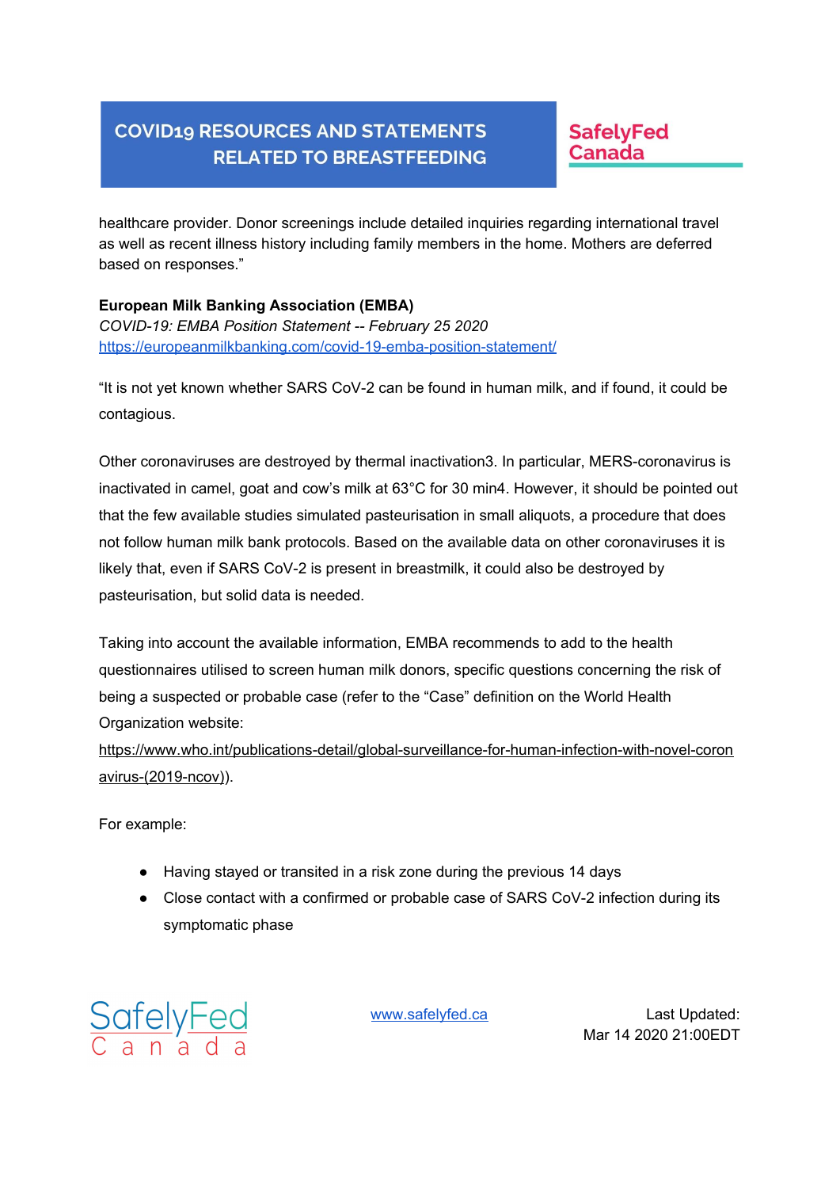healthcare provider. Donor screenings include detailed inquiries regarding international travel as well as recent illness history including family members in the home. Mothers are deferred based on responses."

**European Milk Banking Association (EMBA)**
*COVID-19: EMBA Position Statement -- February 25 2020*
https://europeanmilkbanking.com/covid-19-emba-position-statement/

"It is not yet known whether SARS CoV-2 can be found in human milk, and if found, it could be contagious.

Other coronaviruses are destroyed by thermal inactivation3. In particular, MERS-coronavirus is inactivated in camel, goat and cow's milk at 63°C for 30 min4. However, it should be pointed out that the few available studies simulated pasteurisation in small aliquots, a procedure that does not follow human milk bank protocols. Based on the available data on other coronaviruses it is likely that, even if SARS CoV-2 is present in breastmilk, it could also be destroyed by pasteurisation, but solid data is needed.

Taking into account the available information, EMBA recommends to add to the health questionnaires utilised to screen human milk donors, specific questions concerning the risk of being a suspected or probable case (refer to the "Case" definition on the World Health Organization website: https://www.who.int/publications-detail/global-surveillance-for-human-infection-with-novel-coronavirus-(2019-ncov)).

For example:

- Having stayed or transited in a risk zone during the previous 14 days
- Close contact with a confirmed or probable case of SARS CoV-2 infection during its symptomatic phase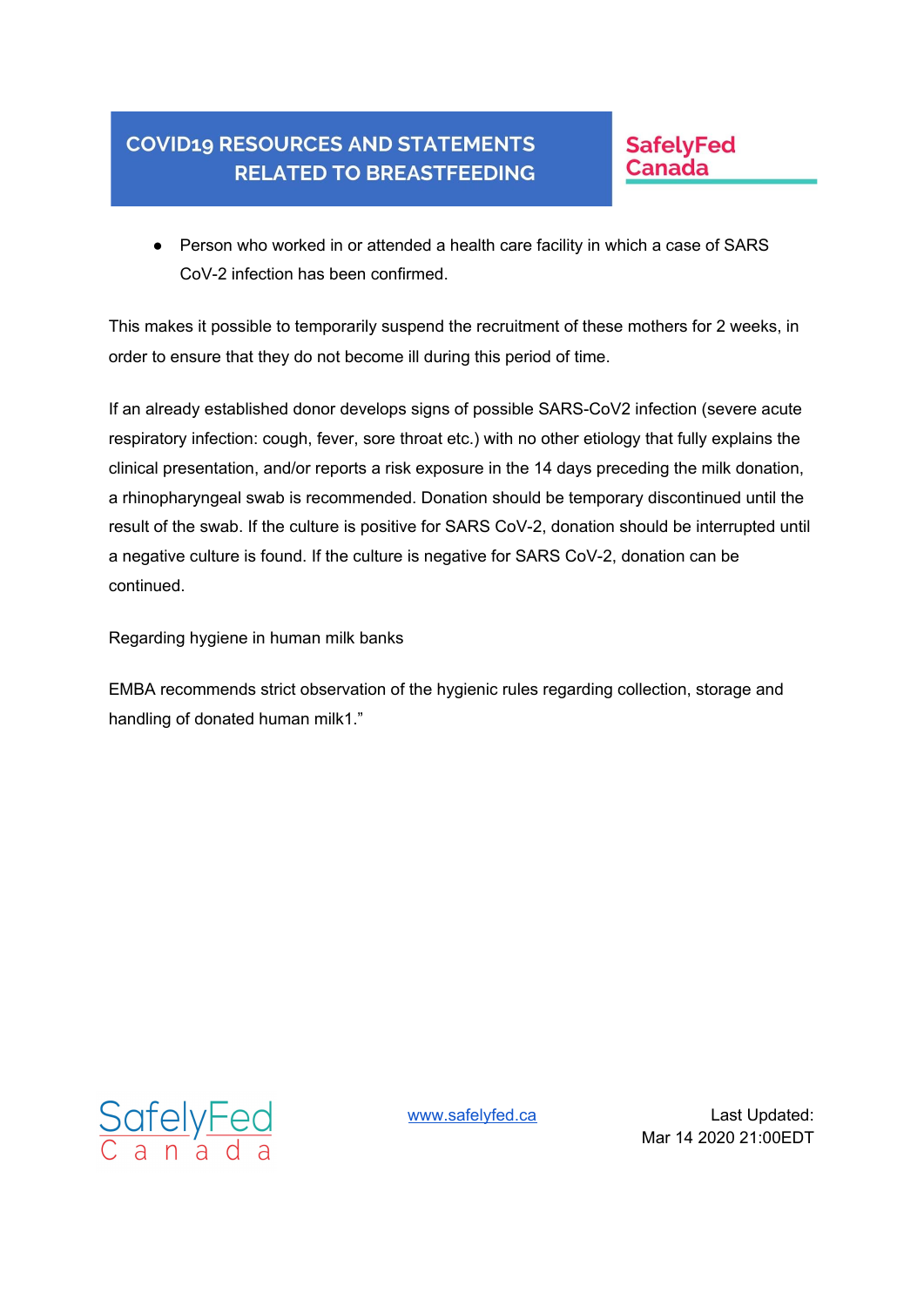- Person who worked in or attended a health care facility in which a case of SARS CoV-2 infection has been confirmed.

This makes it possible to temporarily suspend the recruitment of these mothers for 2 weeks, in order to ensure that they do not become ill during this period of time.

If an already established donor develops signs of possible SARS-CoV2 infection (severe acute respiratory infection: cough, fever, sore throat etc.) with no other etiology that fully explains the clinical presentation, and/or reports a risk exposure in the 14 days preceding the milk donation, a rhinopharyngeal swab is recommended. Donation should be temporary discontinued until the result of the swab. If the culture is positive for SARS CoV-2, donation should be interrupted until a negative culture is found. If the culture is negative for SARS CoV-2, donation can be continued.

Regarding hygiene in human milk banks

EMBA recommends strict observation of the hygienic rules regarding collection, storage and handling of donated human milk1."